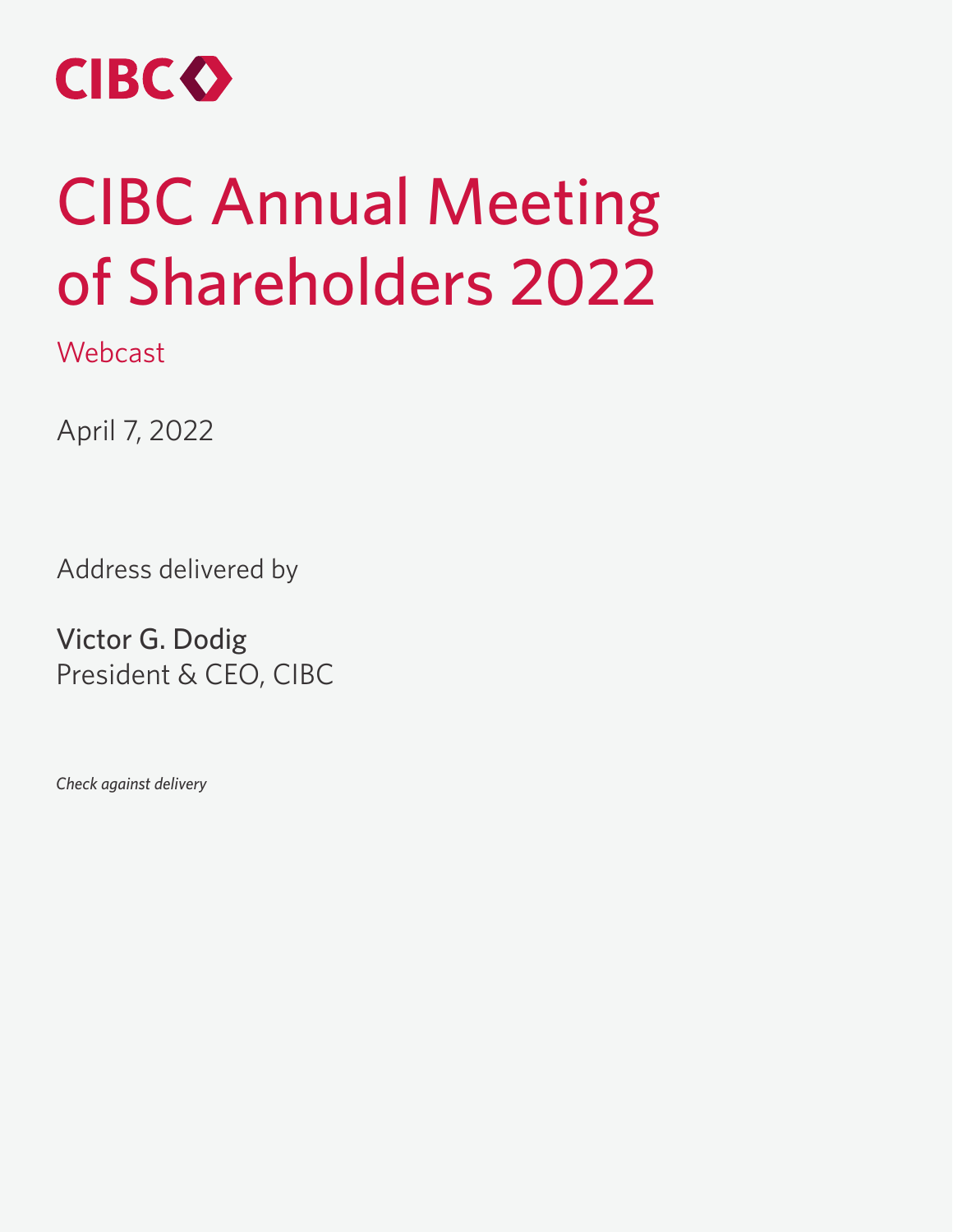CIBC

# CIBC Annual Meeting of Shareholders 2022

Webcast

April 7, 2022

Address delivered by

Victor G. Dodig
President & CEO, CIBC

*Check against delivery*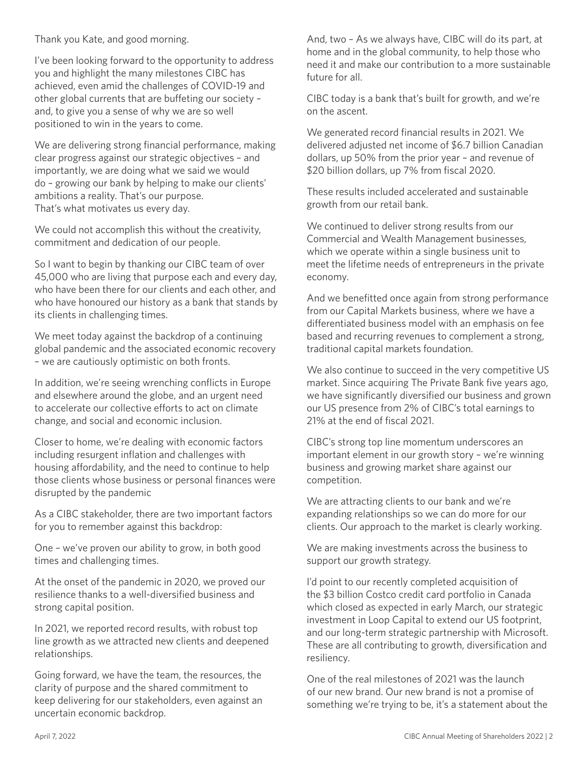Thank you Kate, and good morning.

I've been looking forward to the opportunity to address you and highlight the many milestones CIBC has achieved, even amid the challenges of COVID-19 and other global currents that are buffeting our society – and, to give you a sense of why we are so well positioned to win in the years to come.

We are delivering strong financial performance, making clear progress against our strategic objectives – and importantly, we are doing what we said we would do – growing our bank by helping to make our clients' ambitions a reality. That's our purpose. That's what motivates us every day.

We could not accomplish this without the creativity, commitment and dedication of our people.

So I want to begin by thanking our CIBC team of over 45,000 who are living that purpose each and every day, who have been there for our clients and each other, and who have honoured our history as a bank that stands by its clients in challenging times.

We meet today against the backdrop of a continuing global pandemic and the associated economic recovery – we are cautiously optimistic on both fronts.

In addition, we're seeing wrenching conflicts in Europe and elsewhere around the globe, and an urgent need to accelerate our collective efforts to act on climate change, and social and economic inclusion.

Closer to home, we're dealing with economic factors including resurgent inflation and challenges with housing affordability, and the need to continue to help those clients whose business or personal finances were disrupted by the pandemic

As a CIBC stakeholder, there are two important factors for you to remember against this backdrop:

One – we've proven our ability to grow, in both good times and challenging times.

At the onset of the pandemic in 2020, we proved our resilience thanks to a well-diversified business and strong capital position.

In 2021, we reported record results, with robust top line growth as we attracted new clients and deepened relationships.

Going forward, we have the team, the resources, the clarity of purpose and the shared commitment to keep delivering for our stakeholders, even against an uncertain economic backdrop.

And, two – As we always have, CIBC will do its part, at home and in the global community, to help those who need it and make our contribution to a more sustainable future for all.

CIBC today is a bank that's built for growth, and we're on the ascent.

We generated record financial results in 2021. We delivered adjusted net income of $6.7 billion Canadian dollars, up 50% from the prior year – and revenue of $20 billion dollars, up 7% from fiscal 2020.

These results included accelerated and sustainable growth from our retail bank.

We continued to deliver strong results from our Commercial and Wealth Management businesses, which we operate within a single business unit to meet the lifetime needs of entrepreneurs in the private economy.

And we benefitted once again from strong performance from our Capital Markets business, where we have a differentiated business model with an emphasis on fee based and recurring revenues to complement a strong, traditional capital markets foundation.

We also continue to succeed in the very competitive US market. Since acquiring The Private Bank five years ago, we have significantly diversified our business and grown our US presence from 2% of CIBC's total earnings to 21% at the end of fiscal 2021.

CIBC's strong top line momentum underscores an important element in our growth story – we're winning business and growing market share against our competition.

We are attracting clients to our bank and we're expanding relationships so we can do more for our clients. Our approach to the market is clearly working.

We are making investments across the business to support our growth strategy.

I'd point to our recently completed acquisition of the $3 billion Costco credit card portfolio in Canada which closed as expected in early March, our strategic investment in Loop Capital to extend our US footprint, and our long-term strategic partnership with Microsoft. These are all contributing to growth, diversification and resiliency.

One of the real milestones of 2021 was the launch of our new brand. Our new brand is not a promise of something we're trying to be, it's a statement about the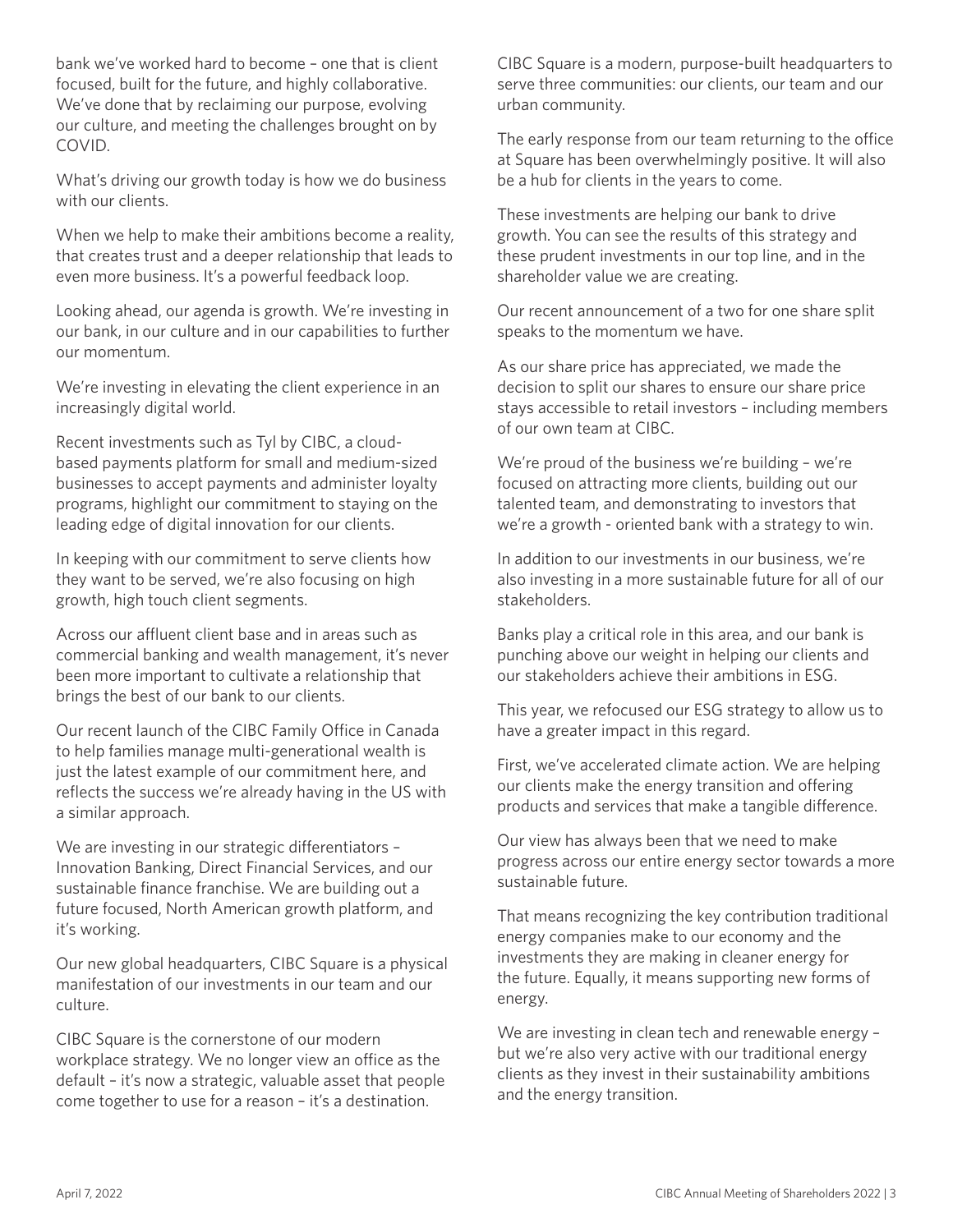bank we've worked hard to become – one that is client focused, built for the future, and highly collaborative. We've done that by reclaiming our purpose, evolving our culture, and meeting the challenges brought on by COVID.

What's driving our growth today is how we do business with our clients.

When we help to make their ambitions become a reality, that creates trust and a deeper relationship that leads to even more business. It's a powerful feedback loop.

Looking ahead, our agenda is growth. We're investing in our bank, in our culture and in our capabilities to further our momentum.

We're investing in elevating the client experience in an increasingly digital world.

Recent investments such as Tyl by CIBC, a cloud-based payments platform for small and medium-sized businesses to accept payments and administer loyalty programs, highlight our commitment to staying on the leading edge of digital innovation for our clients.

In keeping with our commitment to serve clients how they want to be served, we're also focusing on high growth, high touch client segments.

Across our affluent client base and in areas such as commercial banking and wealth management, it's never been more important to cultivate a relationship that brings the best of our bank to our clients.

Our recent launch of the CIBC Family Office in Canada to help families manage multi-generational wealth is just the latest example of our commitment here, and reflects the success we're already having in the US with a similar approach.

We are investing in our strategic differentiators – Innovation Banking, Direct Financial Services, and our sustainable finance franchise. We are building out a future focused, North American growth platform, and it's working.

Our new global headquarters, CIBC Square is a physical manifestation of our investments in our team and our culture.

CIBC Square is the cornerstone of our modern workplace strategy. We no longer view an office as the default – it's now a strategic, valuable asset that people come together to use for a reason – it's a destination.

CIBC Square is a modern, purpose-built headquarters to serve three communities: our clients, our team and our urban community.

The early response from our team returning to the office at Square has been overwhelmingly positive. It will also be a hub for clients in the years to come.

These investments are helping our bank to drive growth. You can see the results of this strategy and these prudent investments in our top line, and in the shareholder value we are creating.

Our recent announcement of a two for one share split speaks to the momentum we have.

As our share price has appreciated, we made the decision to split our shares to ensure our share price stays accessible to retail investors – including members of our own team at CIBC.

We're proud of the business we're building – we're focused on attracting more clients, building out our talented team, and demonstrating to investors that we're a growth - oriented bank with a strategy to win.

In addition to our investments in our business, we're also investing in a more sustainable future for all of our stakeholders.

Banks play a critical role in this area, and our bank is punching above our weight in helping our clients and our stakeholders achieve their ambitions in ESG.

This year, we refocused our ESG strategy to allow us to have a greater impact in this regard.

First, we've accelerated climate action. We are helping our clients make the energy transition and offering products and services that make a tangible difference.

Our view has always been that we need to make progress across our entire energy sector towards a more sustainable future.

That means recognizing the key contribution traditional energy companies make to our economy and the investments they are making in cleaner energy for the future. Equally, it means supporting new forms of energy.

We are investing in clean tech and renewable energy – but we're also very active with our traditional energy clients as they invest in their sustainability ambitions and the energy transition.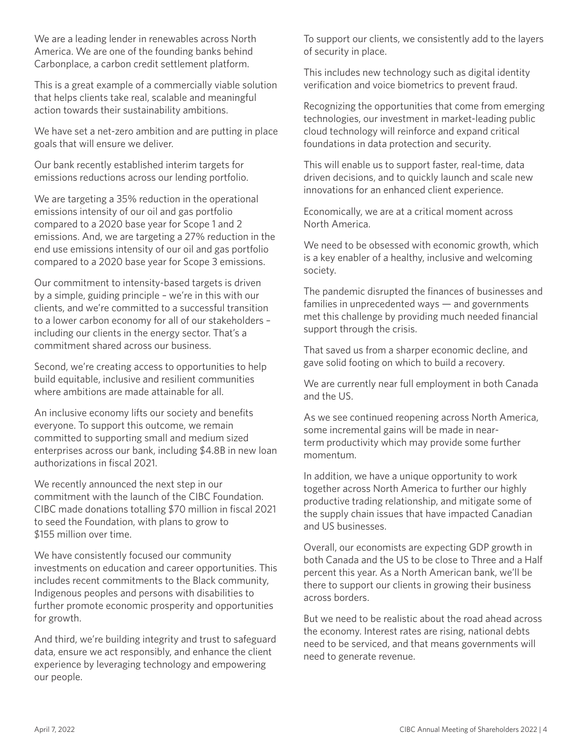We are a leading lender in renewables across North America. We are one of the founding banks behind Carbonplace, a carbon credit settlement platform.

This is a great example of a commercially viable solution that helps clients take real, scalable and meaningful action towards their sustainability ambitions.

We have set a net-zero ambition and are putting in place goals that will ensure we deliver.

Our bank recently established interim targets for emissions reductions across our lending portfolio.

We are targeting a 35% reduction in the operational emissions intensity of our oil and gas portfolio compared to a 2020 base year for Scope 1 and 2 emissions. And, we are targeting a 27% reduction in the end use emissions intensity of our oil and gas portfolio compared to a 2020 base year for Scope 3 emissions.

Our commitment to intensity-based targets is driven by a simple, guiding principle – we're in this with our clients, and we're committed to a successful transition to a lower carbon economy for all of our stakeholders – including our clients in the energy sector. That's a commitment shared across our business.

Second, we're creating access to opportunities to help build equitable, inclusive and resilient communities where ambitions are made attainable for all.

An inclusive economy lifts our society and benefits everyone. To support this outcome, we remain committed to supporting small and medium sized enterprises across our bank, including $4.8B in new loan authorizations in fiscal 2021.

We recently announced the next step in our commitment with the launch of the CIBC Foundation. CIBC made donations totalling $70 million in fiscal 2021 to seed the Foundation, with plans to grow to $155 million over time.

We have consistently focused our community investments on education and career opportunities. This includes recent commitments to the Black community, Indigenous peoples and persons with disabilities to further promote economic prosperity and opportunities for growth.

And third, we're building integrity and trust to safeguard data, ensure we act responsibly, and enhance the client experience by leveraging technology and empowering our people.

To support our clients, we consistently add to the layers of security in place.

This includes new technology such as digital identity verification and voice biometrics to prevent fraud.

Recognizing the opportunities that come from emerging technologies, our investment in market-leading public cloud technology will reinforce and expand critical foundations in data protection and security.

This will enable us to support faster, real-time, data driven decisions, and to quickly launch and scale new innovations for an enhanced client experience.

Economically, we are at a critical moment across North America.

We need to be obsessed with economic growth, which is a key enabler of a healthy, inclusive and welcoming society.

The pandemic disrupted the finances of businesses and families in unprecedented ways — and governments met this challenge by providing much needed financial support through the crisis.

That saved us from a sharper economic decline, and gave solid footing on which to build a recovery.

We are currently near full employment in both Canada and the US.

As we see continued reopening across North America, some incremental gains will be made in near-term productivity which may provide some further momentum.

In addition, we have a unique opportunity to work together across North America to further our highly productive trading relationship, and mitigate some of the supply chain issues that have impacted Canadian and US businesses.

Overall, our economists are expecting GDP growth in both Canada and the US to be close to Three and a Half percent this year. As a North American bank, we'll be there to support our clients in growing their business across borders.

But we need to be realistic about the road ahead across the economy. Interest rates are rising, national debts need to be serviced, and that means governments will need to generate revenue.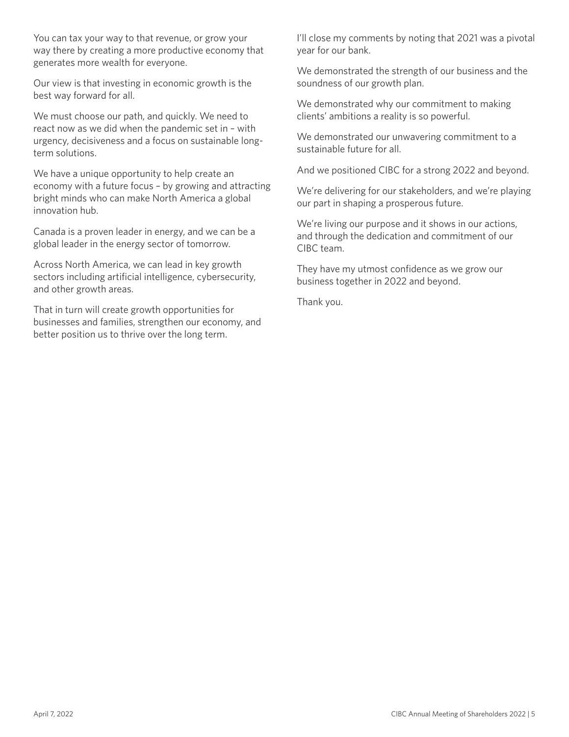You can tax your way to that revenue, or grow your way there by creating a more productive economy that generates more wealth for everyone.

Our view is that investing in economic growth is the best way forward for all.

We must choose our path, and quickly. We need to react now as we did when the pandemic set in – with urgency, decisiveness and a focus on sustainable long-term solutions.

We have a unique opportunity to help create an economy with a future focus – by growing and attracting bright minds who can make North America a global innovation hub.

Canada is a proven leader in energy, and we can be a global leader in the energy sector of tomorrow.

Across North America, we can lead in key growth sectors including artificial intelligence, cybersecurity, and other growth areas.

That in turn will create growth opportunities for businesses and families, strengthen our economy, and better position us to thrive over the long term.

I'll close my comments by noting that 2021 was a pivotal year for our bank.

We demonstrated the strength of our business and the soundness of our growth plan.

We demonstrated why our commitment to making clients' ambitions a reality is so powerful.

We demonstrated our unwavering commitment to a sustainable future for all.

And we positioned CIBC for a strong 2022 and beyond.

We're delivering for our stakeholders, and we're playing our part in shaping a prosperous future.

We're living our purpose and it shows in our actions, and through the dedication and commitment of our CIBC team.

They have my utmost confidence as we grow our business together in 2022 and beyond.

Thank you.